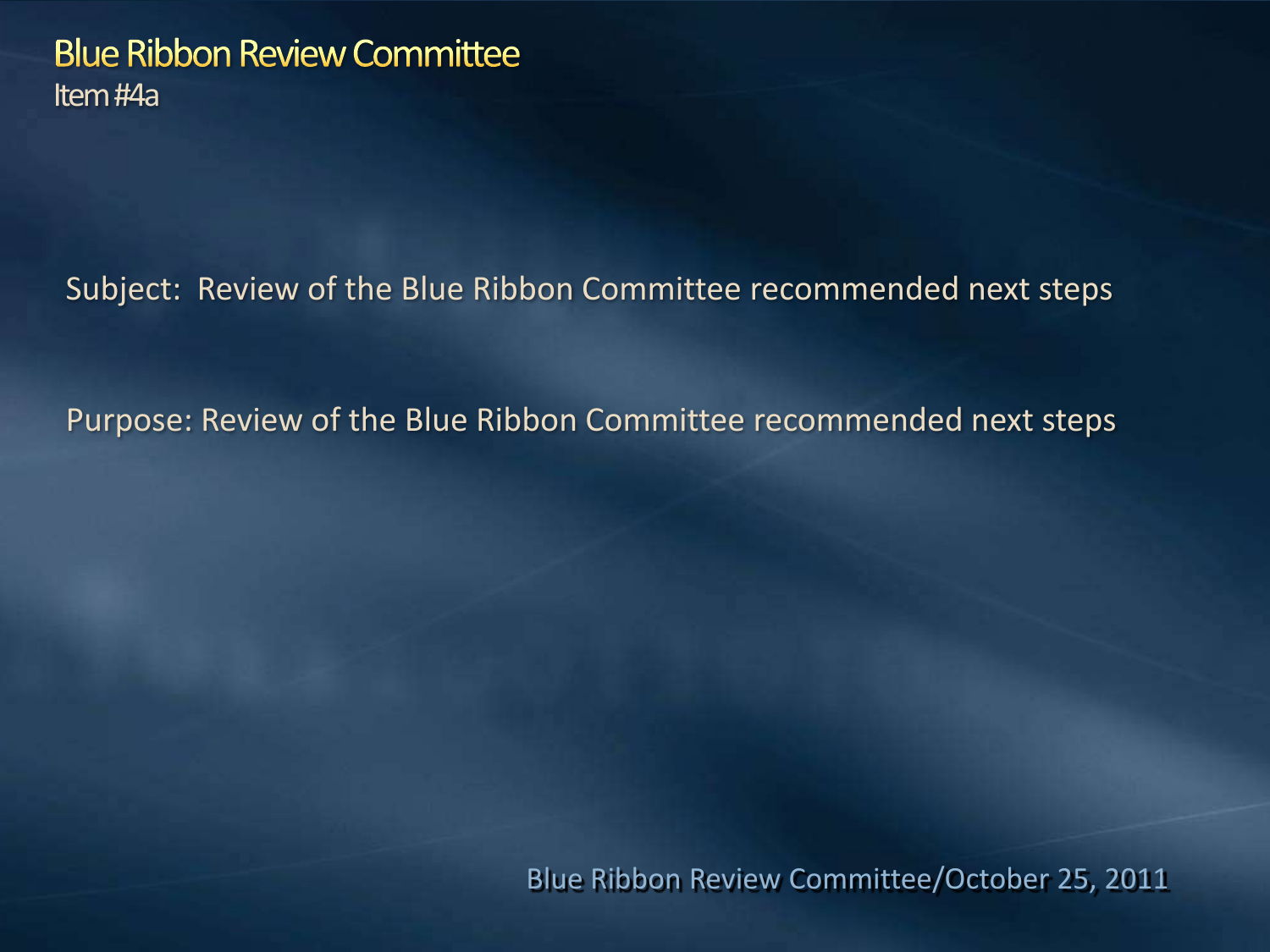# Blue Ribbon Review Committee

## Item #4a

Subject: Review of the Blue Ribbon Committee recommended next steps

Purpose: Review of the Blue Ribbon Committee recommended next steps

Blue Ribbon Review Committee/October 25, 2011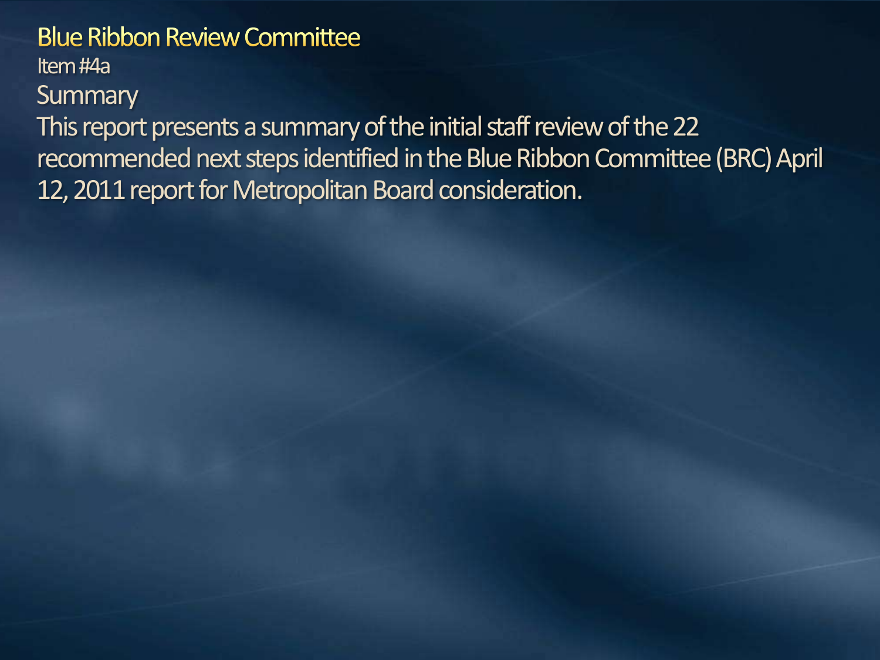# Blue Ribbon Review Committee

Item #4a

## Summary

This report presents a summary of the initial staff review of the 22 recommended next steps identified in the Blue Ribbon Committee (BRC) April 12, 2011 report for Metropolitan Board consideration.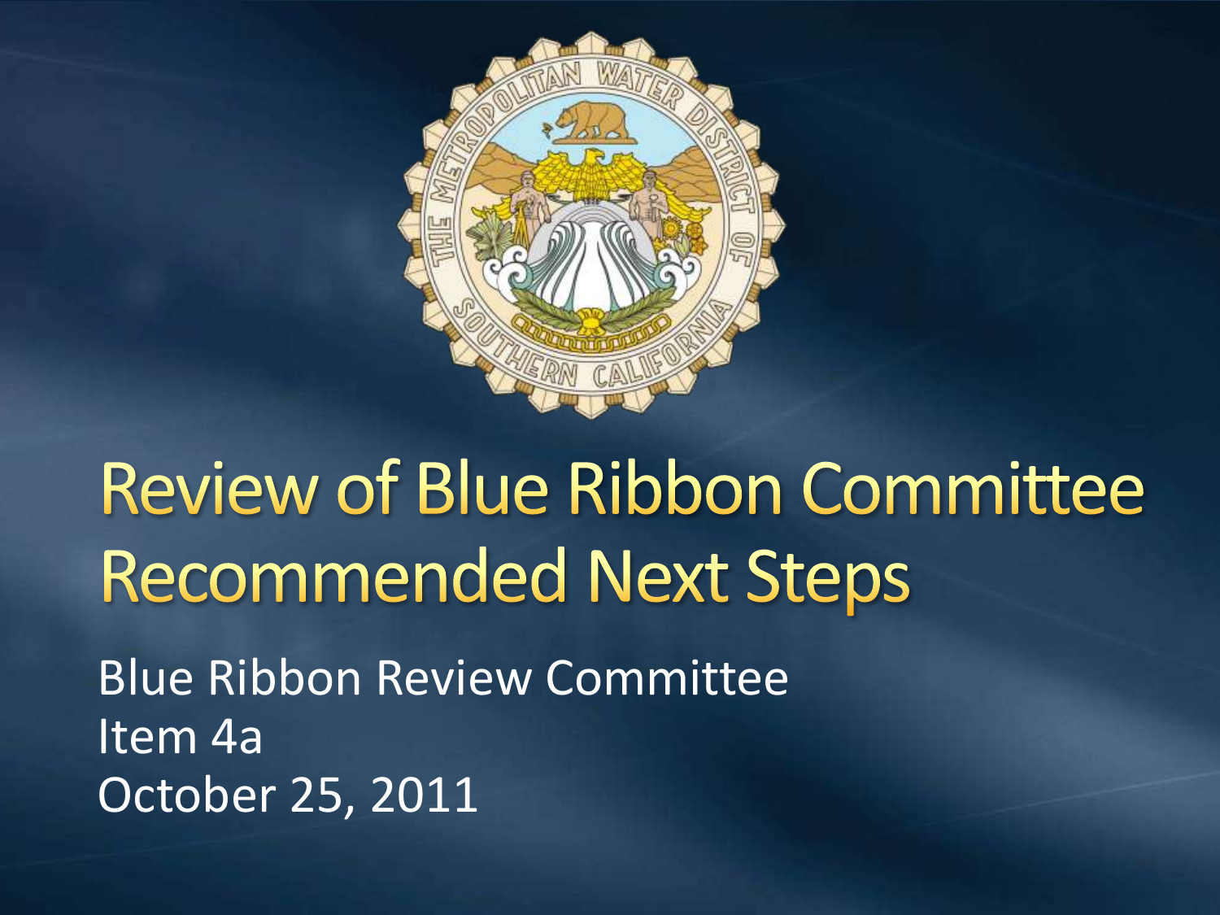# Review of Blue Ribbon Committee Recommended Next Steps

Blue Ribbon Review Committee
Item 4a
October 25, 2011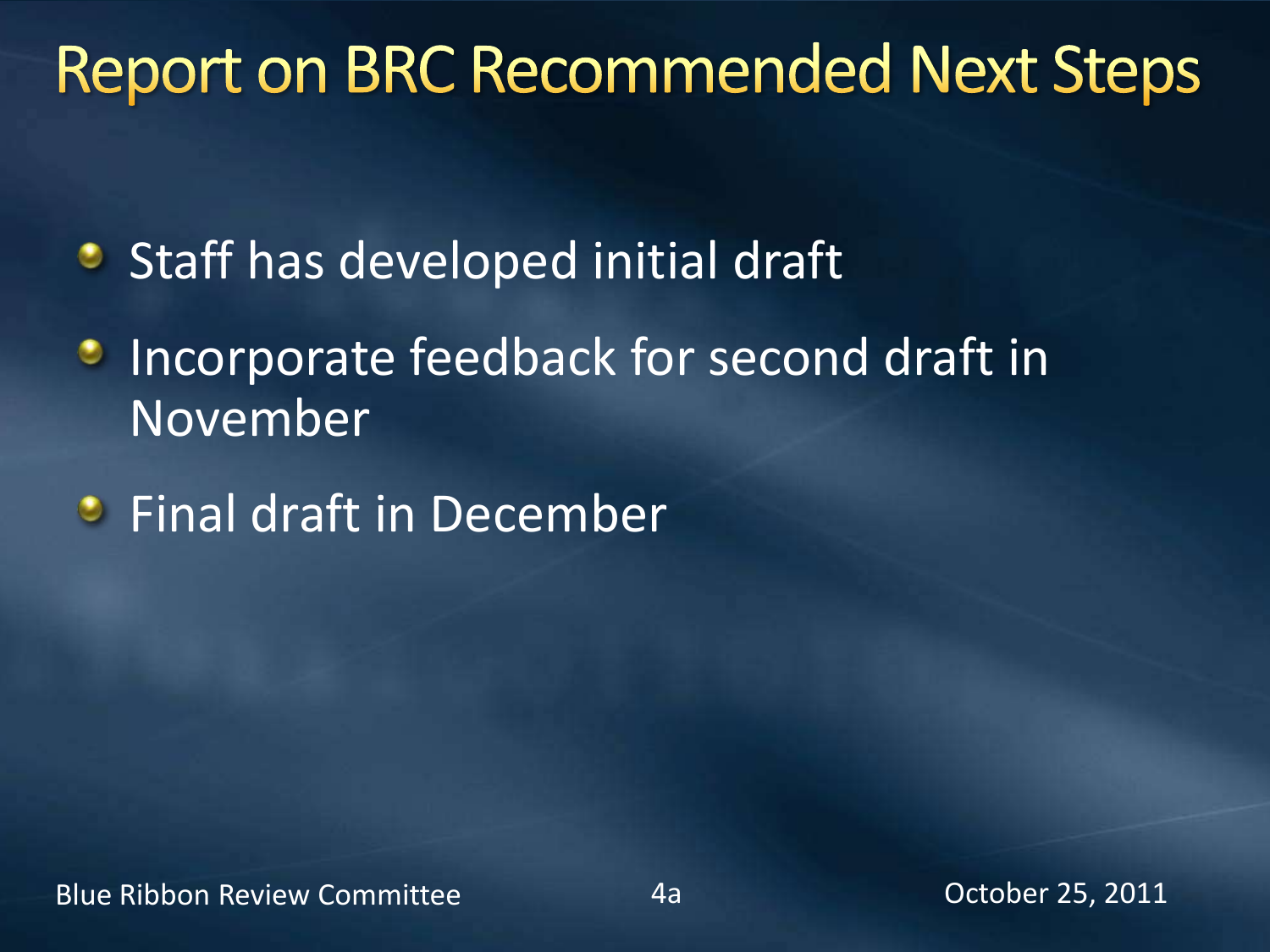# Report on BRC Recommended Next Steps

- Staff has developed initial draft
- Incorporate feedback for second draft in November
- Final draft in December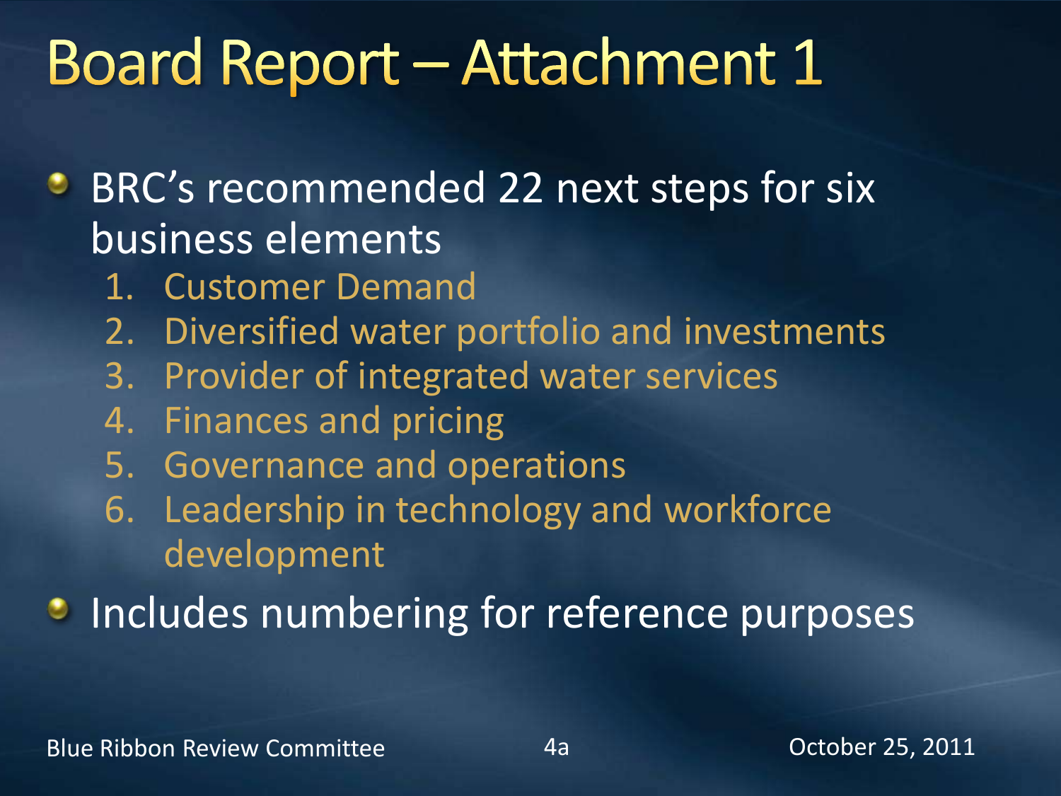# Board Report – Attachment 1

- BRC's recommended 22 next steps for six business elements
  1. Customer Demand
  2. Diversified water portfolio and investments
  3. Provider of integrated water services
  4. Finances and pricing
  5. Governance and operations
  6. Leadership in technology and workforce development
- Includes numbering for reference purposes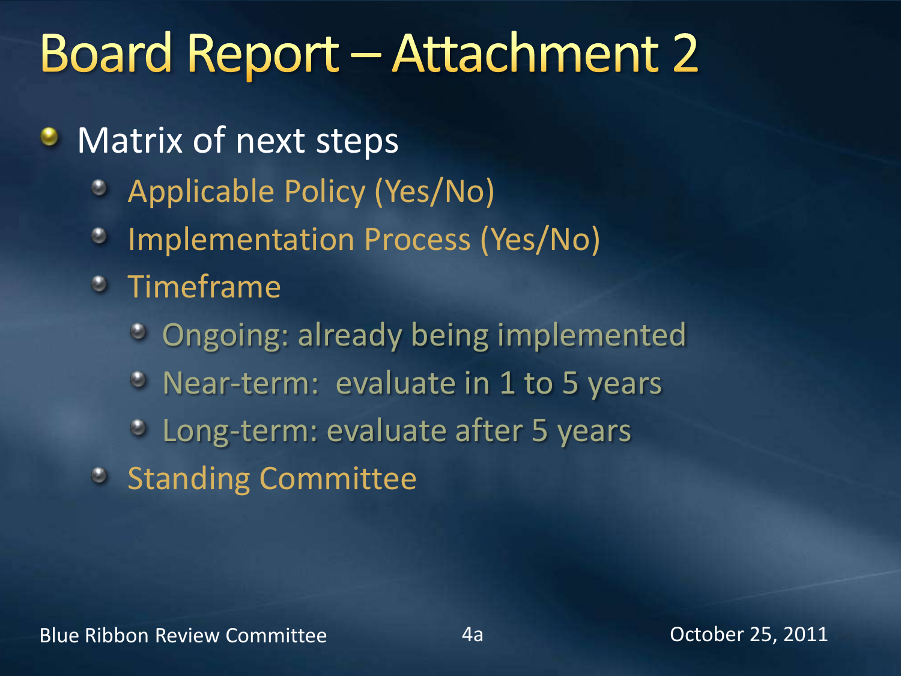# Board Report – Attachment 2

- Matrix of next steps
  - Applicable Policy (Yes/No)
  - Implementation Process (Yes/No)
  - Timeframe
    - Ongoing: already being implemented
    - Near-term: evaluate in 1 to 5 years
    - Long-term: evaluate after 5 years
  - Standing Committee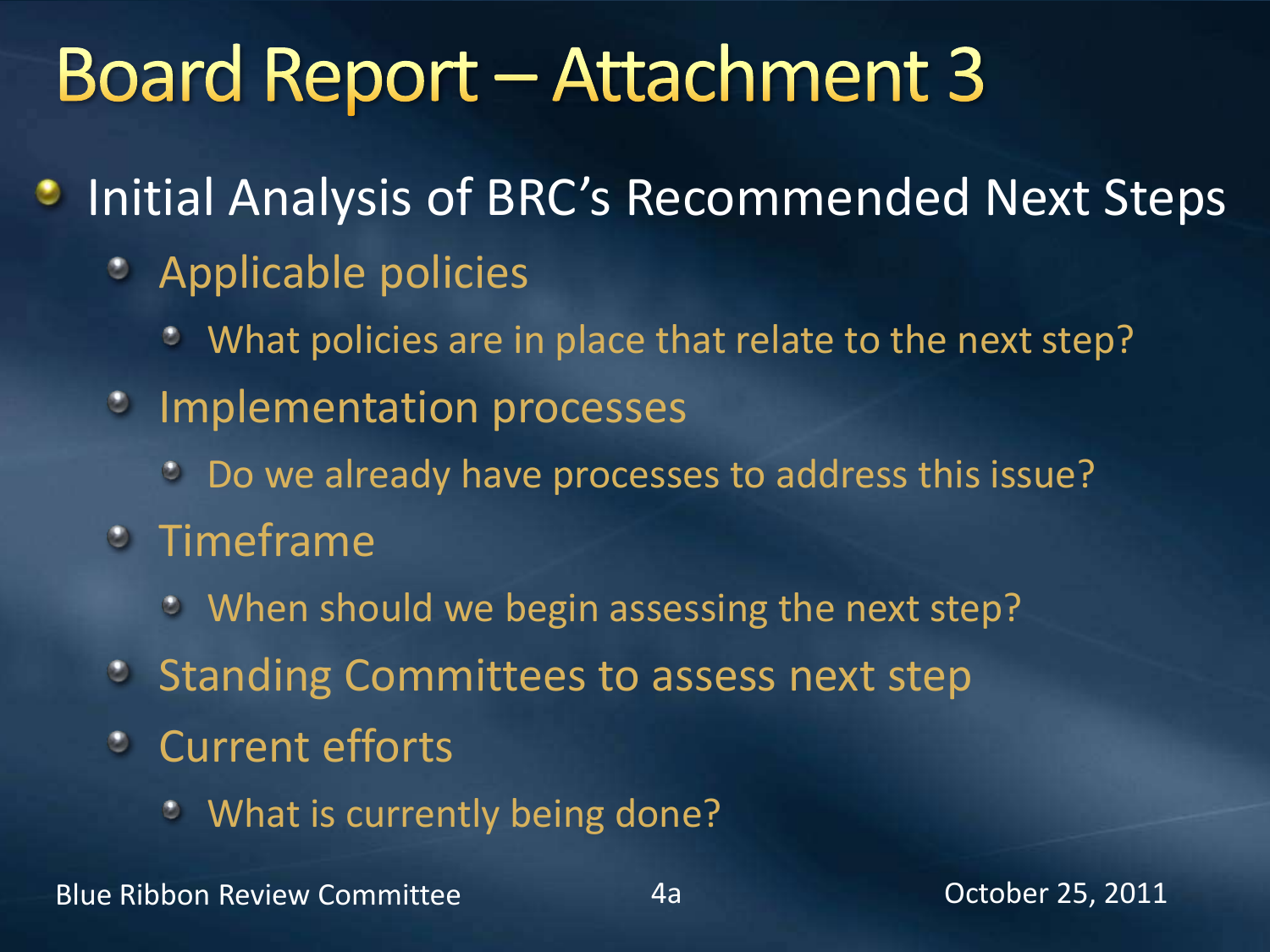# Board Report – Attachment 3

- Initial Analysis of BRC's Recommended Next Steps
  - Applicable policies
    - What policies are in place that relate to the next step?
  - Implementation processes
    - Do we already have processes to address this issue?
  - Timeframe
    - When should we begin assessing the next step?
  - Standing Committees to assess next step
  - Current efforts
    - What is currently being done?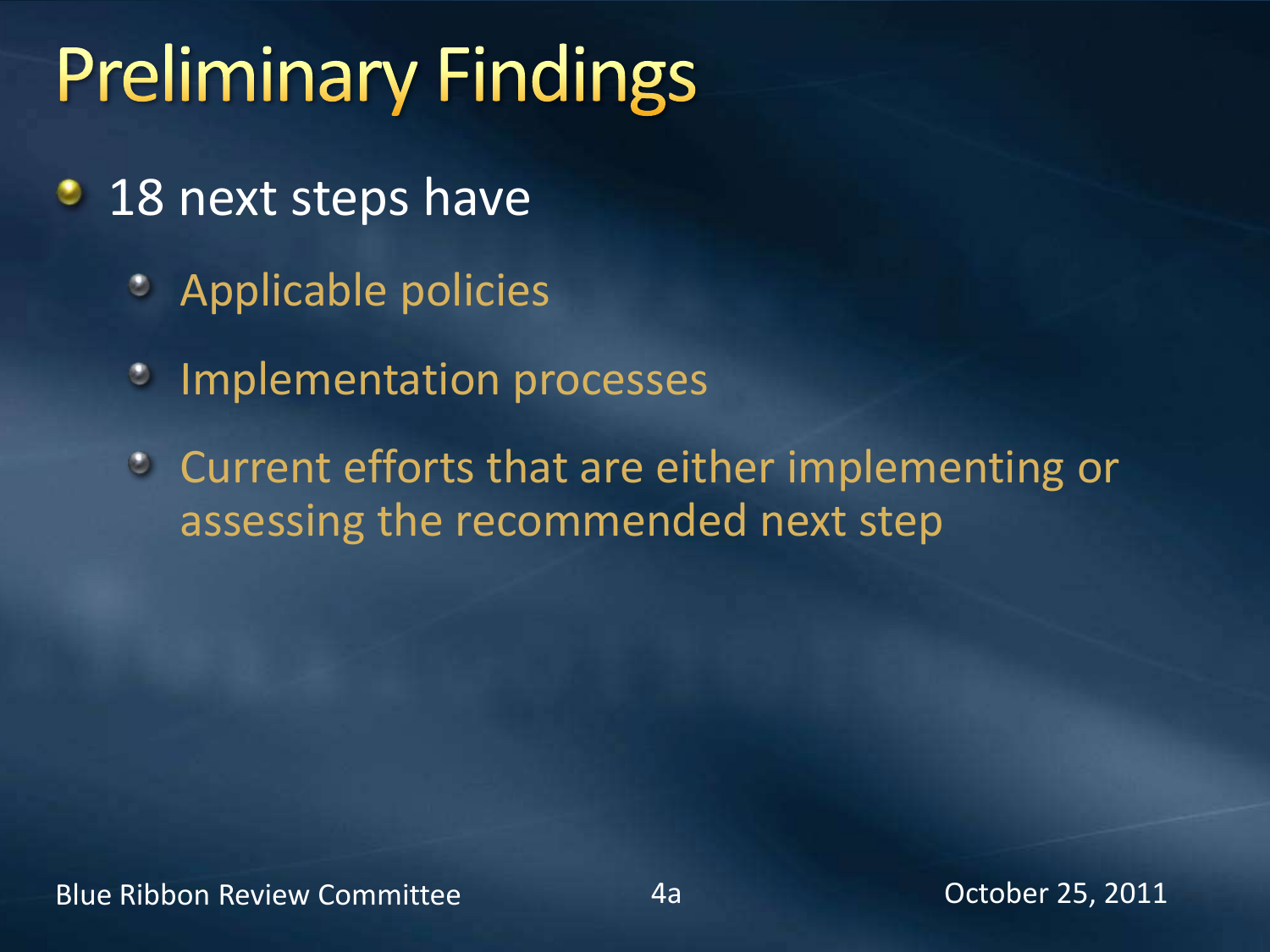# Preliminary Findings

- 18 next steps have
  - Applicable policies
  - Implementation processes
  - Current efforts that are either implementing or assessing the recommended next step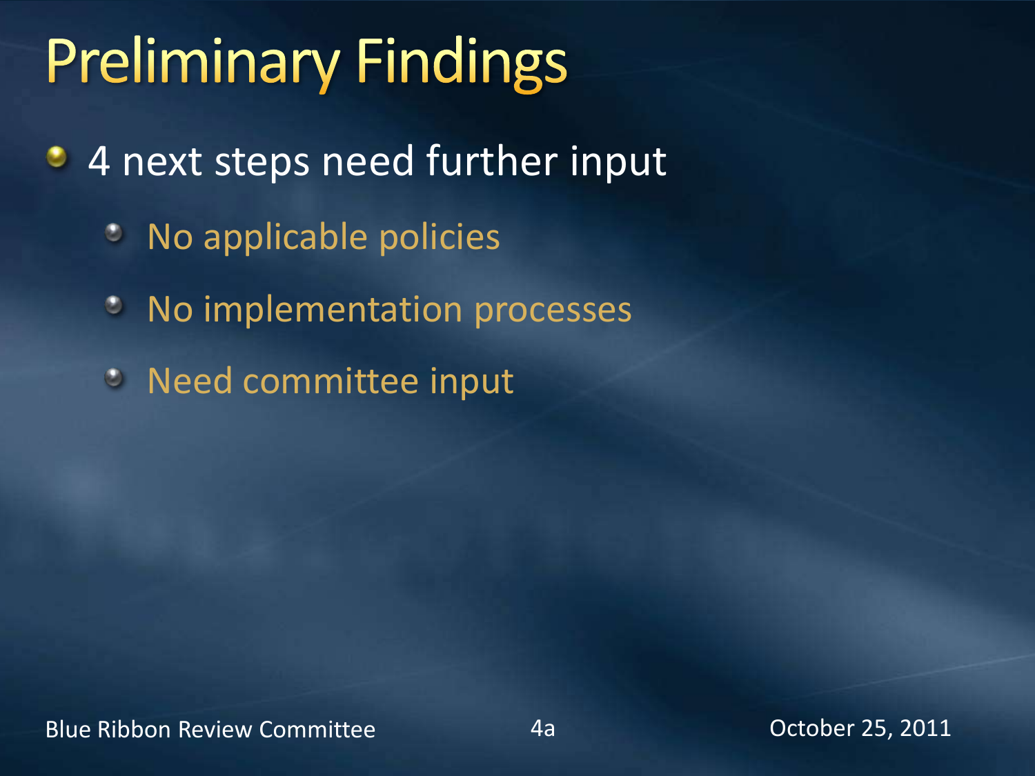# Preliminary Findings

- 4 next steps need further input
  - No applicable policies
  - No implementation processes
  - Need committee input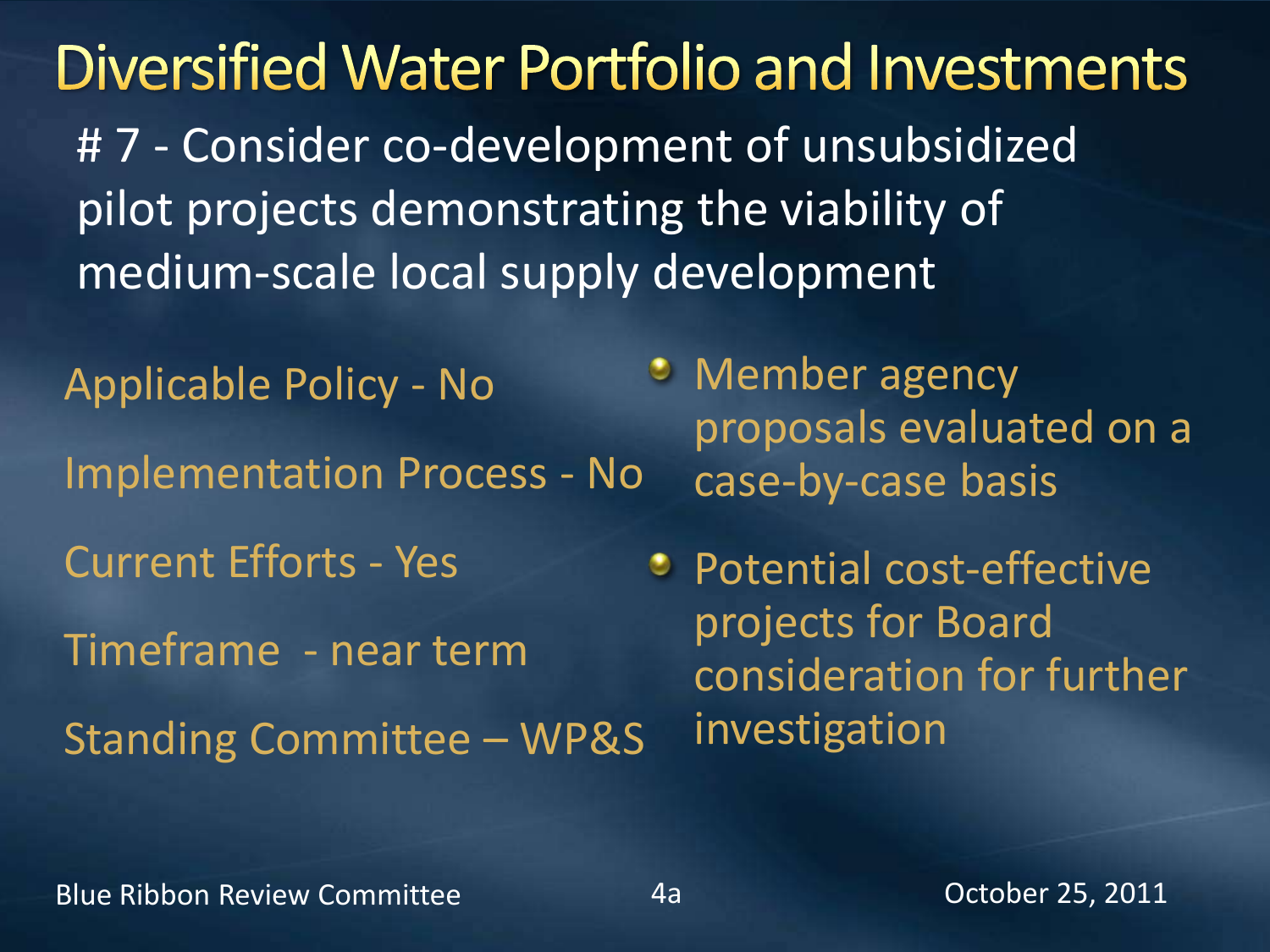# Diversified Water Portfolio and Investments

# 7 - Consider co-development of unsubsidized pilot projects demonstrating the viability of medium-scale local supply development

Applicable Policy - No

Implementation Process - No

Current Efforts - Yes

Timeframe - near term

Standing Committee – WP&S

- Member agency proposals evaluated on a case-by-case basis
- Potential cost-effective projects for Board consideration for further investigation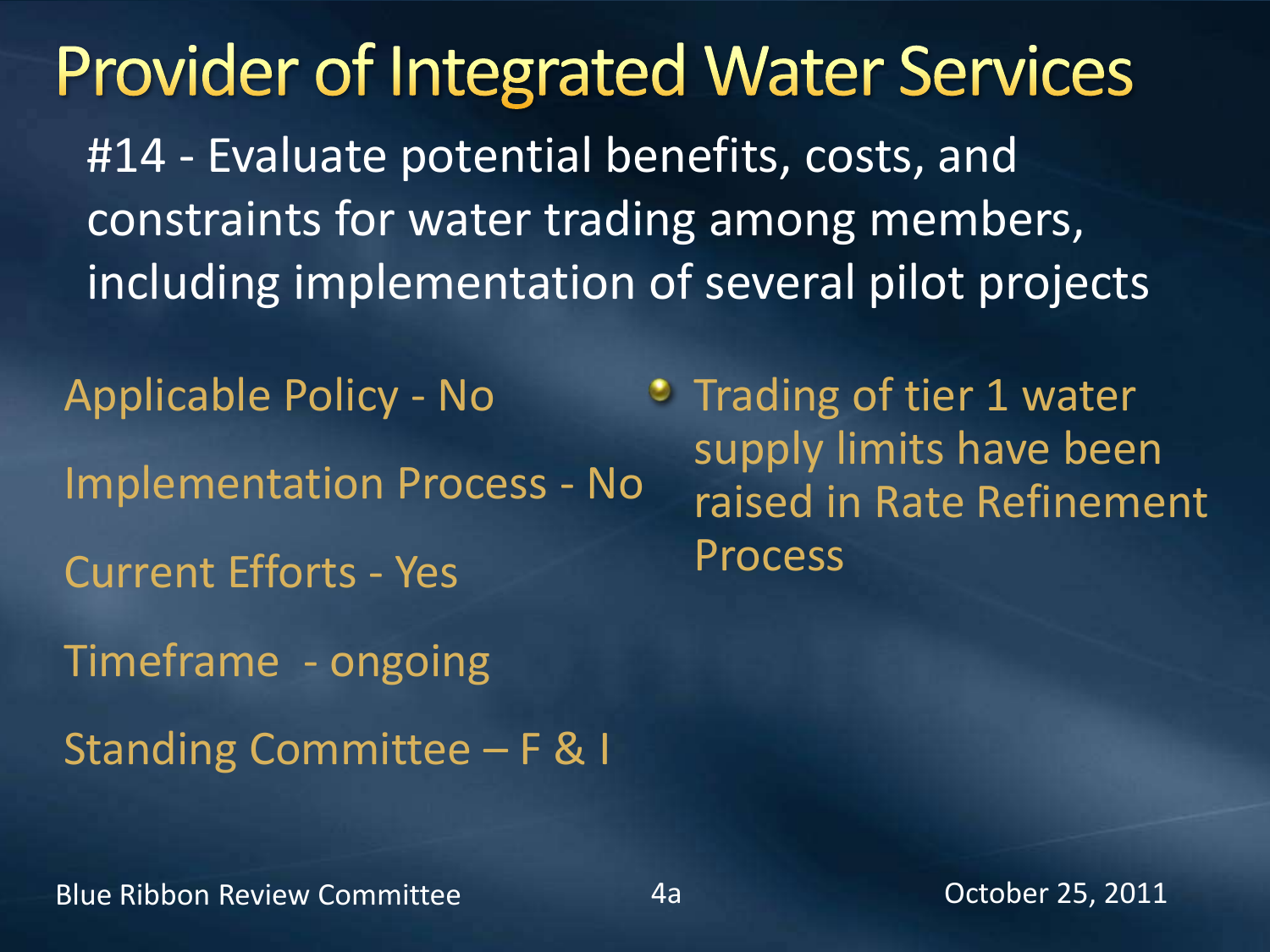# Provider of Integrated Water Services

#14 - Evaluate potential benefits, costs, and constraints for water trading among members, including implementation of several pilot projects

Applicable Policy - No

Implementation Process - No

Current Efforts - Yes

Timeframe - ongoing

Standing Committee – F & I

- Trading of tier 1 water supply limits have been raised in Rate Refinement Process

Blue Ribbon Review Committee 4a October 25, 2011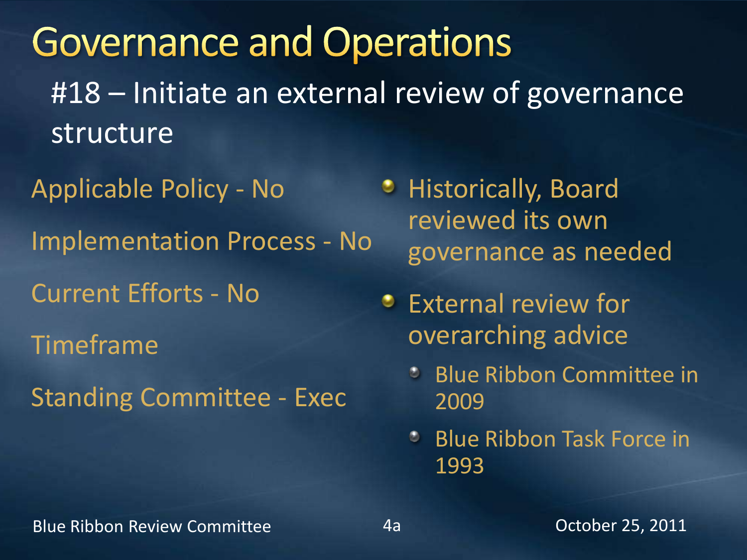# Governance and Operations

## #18 – Initiate an external review of governance structure

Applicable Policy - No

Implementation Process - No

Current Efforts - No

Timeframe

Standing Committee - Exec

- Historically, Board reviewed its own governance as needed
- External review for overarching advice
  - Blue Ribbon Committee in 2009
  - Blue Ribbon Task Force in 1993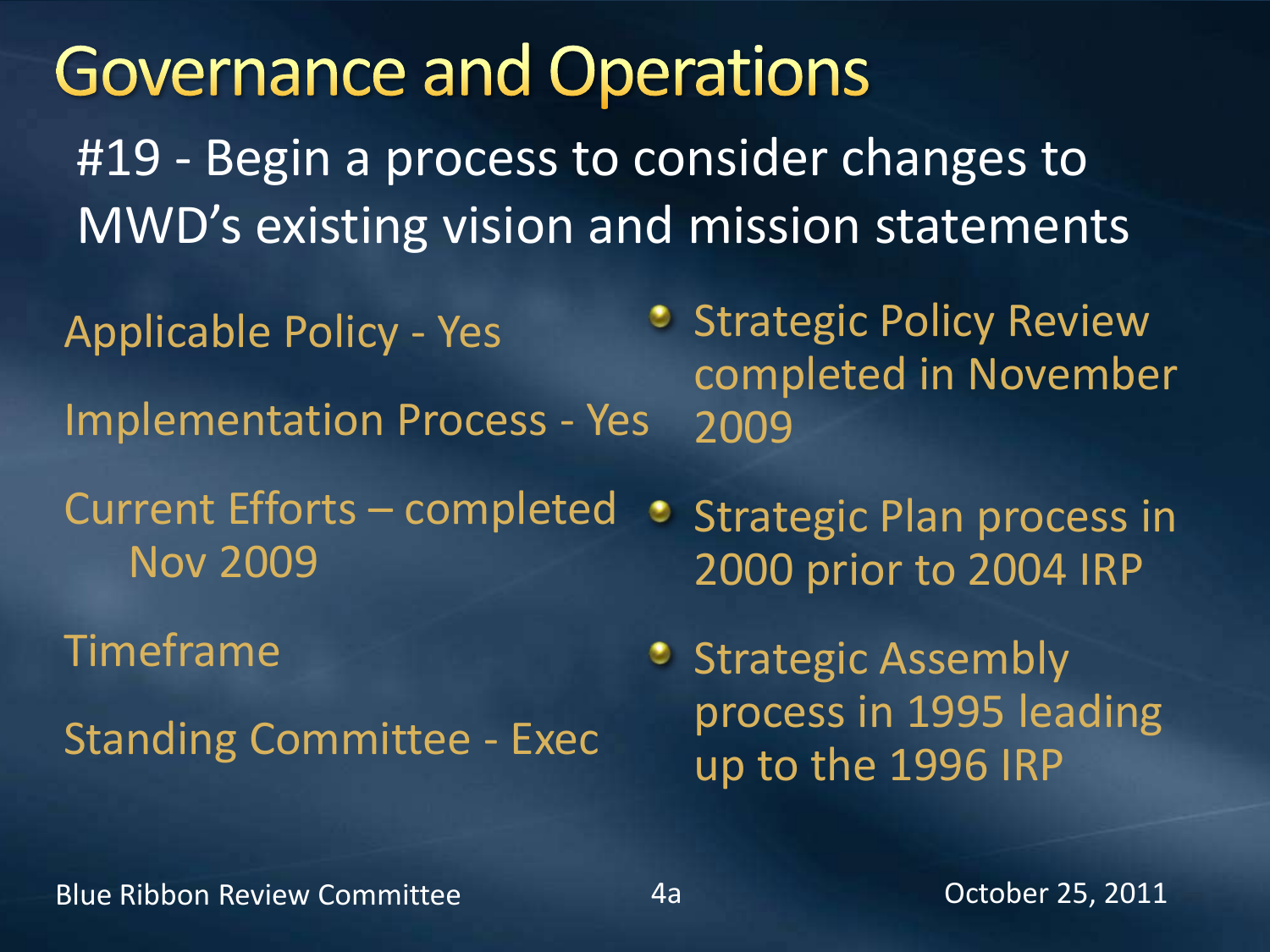# Governance and Operations

## #19 - Begin a process to consider changes to MWD's existing vision and mission statements

Applicable Policy - Yes

Implementation Process - Yes

Current Efforts – completed Nov 2009

Timeframe

Standing Committee - Exec

- Strategic Policy Review completed in November 2009
- Strategic Plan process in 2000 prior to 2004 IRP
- Strategic Assembly process in 1995 leading up to the 1996 IRP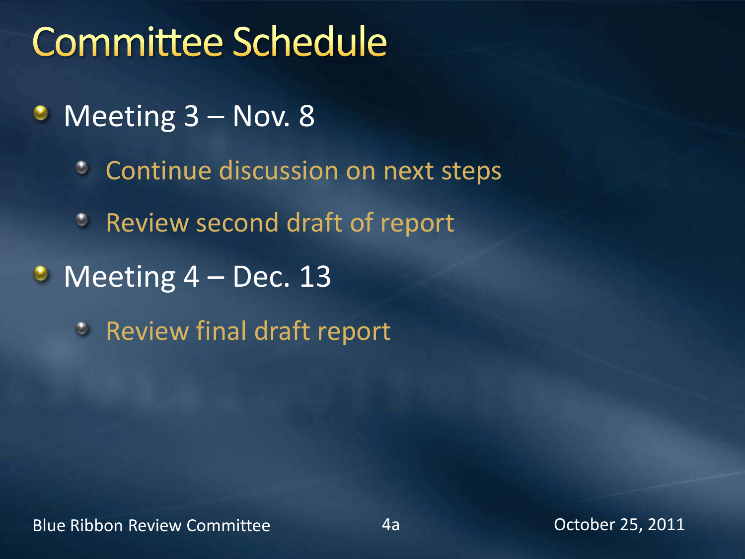# Committee Schedule

- Meeting 3 – Nov. 8
  - Continue discussion on next steps
  - Review second draft of report
- Meeting 4 – Dec. 13
  - Review final draft report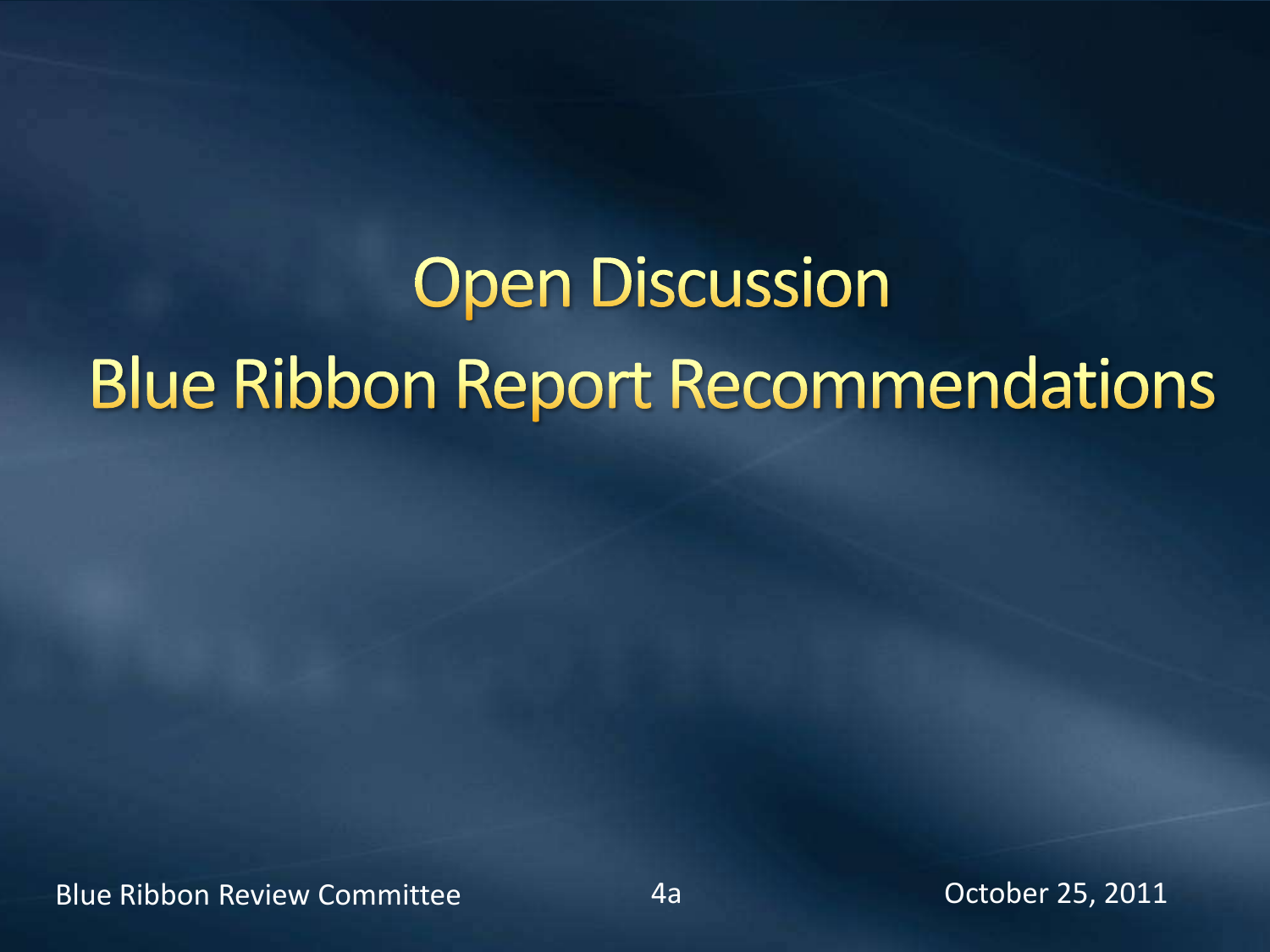# Open Discussion

# Blue Ribbon Report Recommendations